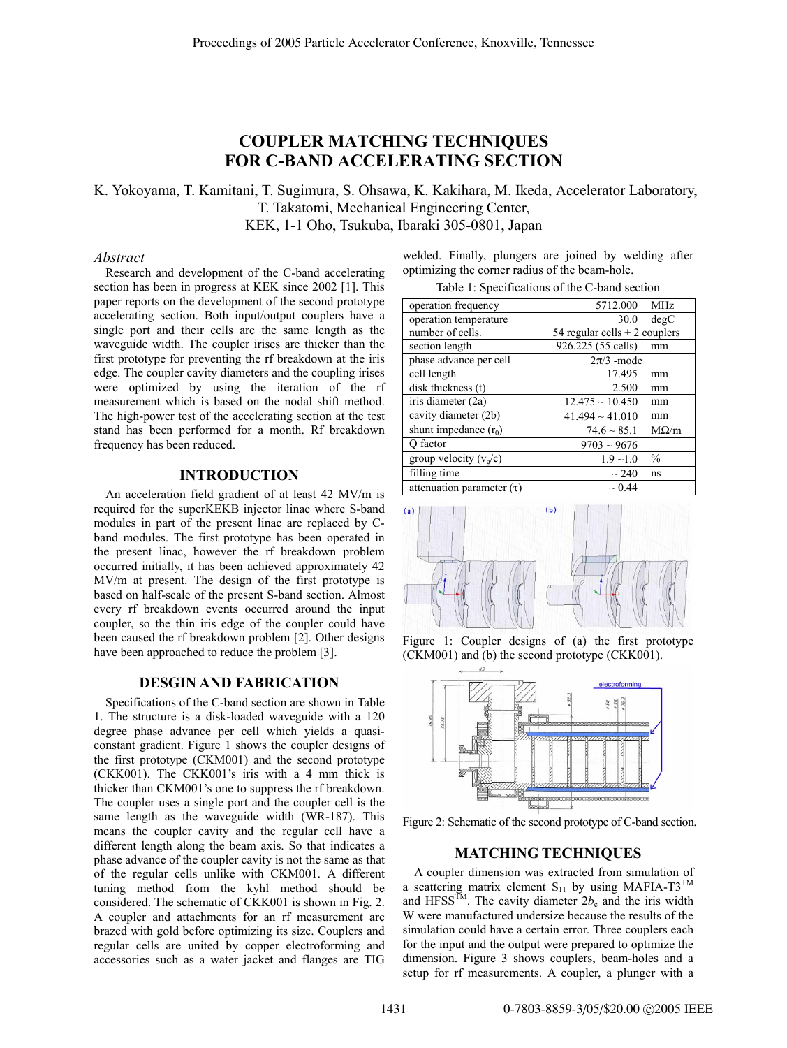# COUPLER MATCHING TECHNIQUES FOR C-BAND ACCELERATING SECTION

K. Yokoyama, T. Kamitani, T. Sugimura, S. Ohsawa, K. Kakihara, M. Ikeda, Accelerator Laboratory, T. Takatomi, Mechanical Engineering Center, KEK, 1-1 Oho, Tsukuba, Ibaraki 305-0801, Japan

## *Abstract*

Research and development of the C-band accelerating section has been in progress at KEK since 2002 [1]. This paper reports on the development of the second prototype accelerating section. Both input/output couplers have a single port and their cells are the same length as the waveguide width. The coupler irises are thicker than the first prototype for preventing the rf breakdown at the iris edge. The coupler cavity diameters and the coupling irises were optimized by using the iteration of the rf measurement which is based on the nodal shift method. The high-power test of the accelerating section at the test stand has been performed for a month. Rf breakdown frequency has been reduced.

## INTRODUCTION

An acceleration field gradient of at least 42 MV/m is required for the superKEKB injector linac where S-band modules in part of the present linac are replaced by C-band modules. The first prototype has been operated in the present linac, however the rf breakdown problem occurred initially, it has been achieved approximately 42 MV/m at present. The design of the first prototype is based on half-scale of the present S-band section. Almost every rf breakdown events occurred around the input coupler, so the thin iris edge of the coupler could have been caused the rf breakdown problem [2]. Other designs have been approached to reduce the problem [3].

## DESGIN AND FABRICATION

Specifications of the C-band section are shown in Table 1. The structure is a disk-loaded waveguide with a 120 degree phase advance per cell which yields a quasi-constant gradient. Figure 1 shows the coupler designs of the first prototype (CKM001) and the second prototype (CKK001). The CKK001's iris with a 4 mm thick is thicker than CKM001's one to suppress the rf breakdown. The coupler uses a single port and the coupler cell is the same length as the waveguide width (WR-187). This means the coupler cavity and the regular cell have a different length along the beam axis. So that indicates a phase advance of the coupler cavity is not the same as that of the regular cells unlike with CKM001. A different tuning method from the kyhl method should be considered. The schematic of CKK001 is shown in Fig. 2. A coupler and attachments for an rf measurement are brazed with gold before optimizing its size. Couplers and regular cells are united by copper electroforming and accessories such as a water jacket and flanges are TIG welded. Finally, plungers are joined by welding after optimizing the corner radius of the beam-hole.

Table 1: Specifications of the C-band section

| | |
|---|---|
| operation frequency | 5712.000 MHz |
| operation temperature | 30.0 degC |
| number of cells. | 54 regular cells + 2 couplers |
| section length | 926.225 (55 cells) mm |
| phase advance per cell | $2\pi/3$ -mode |
| cell length | 17.495 mm |
| disk thickness (t) | 2.500 mm |
| iris diameter (2a) | 12.475 ~ 10.450 mm |
| cavity diameter (2b) | 41.494 ~ 41.010 mm |
| shunt impedance ($r_0$) | 74.6 ~ 85.1 MΩ/m |
| Q factor | 9703 ~ 9676 |
| group velocity ($v_g/c$) | 1.9 ~1.0 % |
| filling time | ~ 240 ns |
| attenuation parameter (τ) | ~ 0.44 |

(a)

(b)

Figure 1: Coupler designs of (a) the first prototype (CKM001) and (b) the second prototype (CKK001).

electroforming

Figure 2: Schematic of the second prototype of C-band section.

## MATCHING TECHNIQUES

A coupler dimension was extracted from simulation of a scattering matrix element $S_{11}$ by using MAFIA-T3[TM] and HFSS[TM]. The cavity diameter $2b_c$ and the iris width W were manufactured undersize because the results of the simulation could have a certain error. Three couplers each for the input and the output were prepared to optimize the dimension. Figure 3 shows couplers, beam-holes and a setup for rf measurements. A coupler, a plunger with a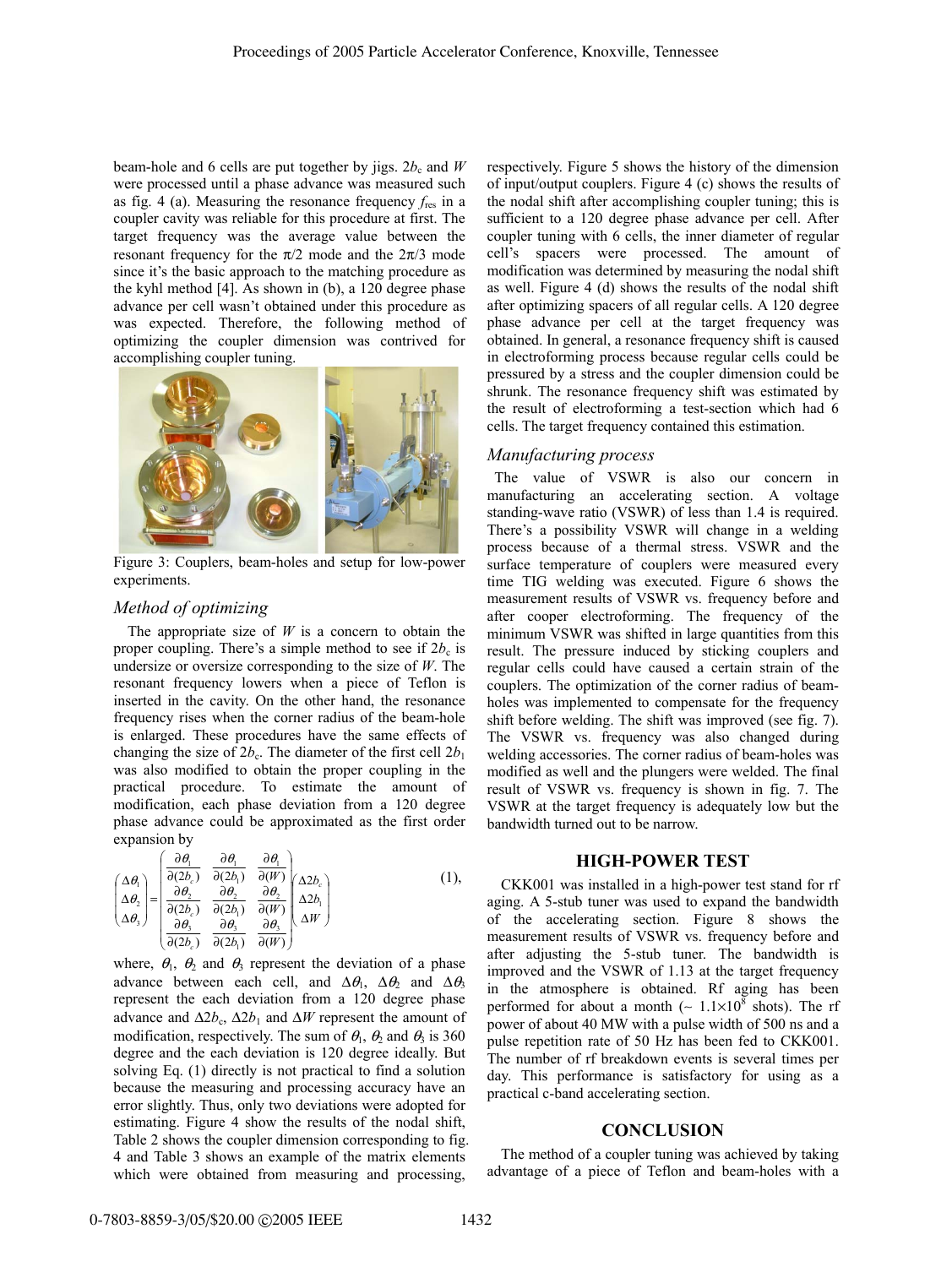beam-hole and 6 cells are put together by jigs. $2b_c$ and $W$ were processed until a phase advance was measured such as fig. 4 (a). Measuring the resonance frequency $f_{res}$ in a coupler cavity was reliable for this procedure at first. The target frequency was the average value between the resonant frequency for the $\pi/2$ mode and the $2\pi/3$ mode since it's the basic approach to the matching procedure as the kyhl method [4]. As shown in (b), a 120 degree phase advance per cell wasn't obtained under this procedure as was expected. Therefore, the following method of optimizing the coupler dimension was contrived for accomplishing coupler tuning.

Figure 3: Couplers, beam-holes and setup for low-power experiments.

### *Method of optimizing*

The appropriate size of $W$ is a concern to obtain the proper coupling. There's a simple method to see if $2b_c$ is undersize or oversize corresponding to the size of $W$. The resonant frequency lowers when a piece of Teflon is inserted in the cavity. On the other hand, the resonance frequency rises when the corner radius of the beam-hole is enlarged. These procedures have the same effects of changing the size of $2b_c$. The diameter of the first cell $2b_1$ was also modified to obtain the proper coupling in the practical procedure. To estimate the amount of modification, each phase deviation from a 120 degree phase advance could be approximated as the first order expansion by

$$\begin{pmatrix} \Delta\theta_1 \\ \Delta\theta_2 \\ \Delta\theta_3 \end{pmatrix} = \begin{pmatrix} \frac{\partial\theta_1}{\partial(2b_c)} & \frac{\partial\theta_1}{\partial(2b_1)} & \frac{\partial\theta_1}{\partial(W)} \\ \frac{\partial\theta_2}{\partial(2b_c)} & \frac{\partial\theta_2}{\partial(2b_1)} & \frac{\partial\theta_2}{\partial(W)} \\ \frac{\partial\theta_3}{\partial(2b_c)} & \frac{\partial\theta_3}{\partial(2b_1)} & \frac{\partial\theta_3}{\partial(W)} \end{pmatrix} \begin{pmatrix} \Delta 2b_c \\ \Delta 2b_1 \\ \Delta W \end{pmatrix} \quad (1),$$

where, $\theta_1$, $\theta_2$ and $\theta_3$ represent the deviation of a phase advance between each cell, and $\Delta\theta_1$, $\Delta\theta_2$ and $\Delta\theta_3$ represent the each deviation from a 120 degree phase advance and $\Delta 2b_c$, $\Delta 2b_1$ and $\Delta W$ represent the amount of modification, respectively. The sum of $\theta_1$, $\theta_2$ and $\theta_3$ is 360 degree and the each deviation is 120 degree ideally. But solving Eq. (1) directly is not practical to find a solution because the measuring and processing accuracy have an error slightly. Thus, only two deviations were adopted for estimating. Figure 4 show the results of the nodal shift, Table 2 shows the coupler dimension corresponding to fig. 4 and Table 3 shows an example of the matrix elements which were obtained from measuring and processing, respectively. Figure 5 shows the history of the dimension of input/output couplers. Figure 4 (c) shows the results of the nodal shift after accomplishing coupler tuning; this is sufficient to a 120 degree phase advance per cell. After coupler tuning with 6 cells, the inner diameter of regular cell's spacers were processed. The amount of modification was determined by measuring the nodal shift as well. Figure 4 (d) shows the results of the nodal shift after optimizing spacers of all regular cells. A 120 degree phase advance per cell at the target frequency was obtained. In general, a resonance frequency shift is caused in electroforming process because regular cells could be pressured by a stress and the coupler dimension could be shrunk. The resonance frequency shift was estimated by the result of electroforming a test-section which had 6 cells. The target frequency contained this estimation.

### *Manufacturing process*

The value of VSWR is also our concern in manufacturing an accelerating section. A voltage standing-wave ratio (VSWR) of less than 1.4 is required. There's a possibility VSWR will change in a welding process because of a thermal stress. VSWR and the surface temperature of couplers were measured every time TIG welding was executed. Figure 6 shows the measurement results of VSWR vs. frequency before and after cooper electroforming. The frequency of the minimum VSWR was shifted in large quantities from this result. The pressure induced by sticking couplers and regular cells could have caused a certain strain of the couplers. The optimization of the corner radius of beam-holes was implemented to compensate for the frequency shift before welding. The shift was improved (see fig. 7). The VSWR vs. frequency was also changed during welding accessories. The corner radius of beam-holes was modified as well and the plungers were welded. The final result of VSWR vs. frequency is shown in fig. 7. The VSWR at the target frequency is adequately low but the bandwidth turned out to be narrow.

## HIGH-POWER TEST

CKK001 was installed in a high-power test stand for rf aging. A 5-stub tuner was used to expand the bandwidth of the accelerating section. Figure 8 shows the measurement results of VSWR vs. frequency before and after adjusting the 5-stub tuner. The bandwidth is improved and the VSWR of 1.13 at the target frequency in the atmosphere is obtained. Rf aging has been performed for about a month (~ $1.1\times10^8$ shots). The rf power of about 40 MW with a pulse width of 500 ns and a pulse repetition rate of 50 Hz has been fed to CKK001. The number of rf breakdown events is several times per day. This performance is satisfactory for using as a practical c-band accelerating section.

## CONCLUSION

The method of a coupler tuning was achieved by taking advantage of a piece of Teflon and beam-holes with a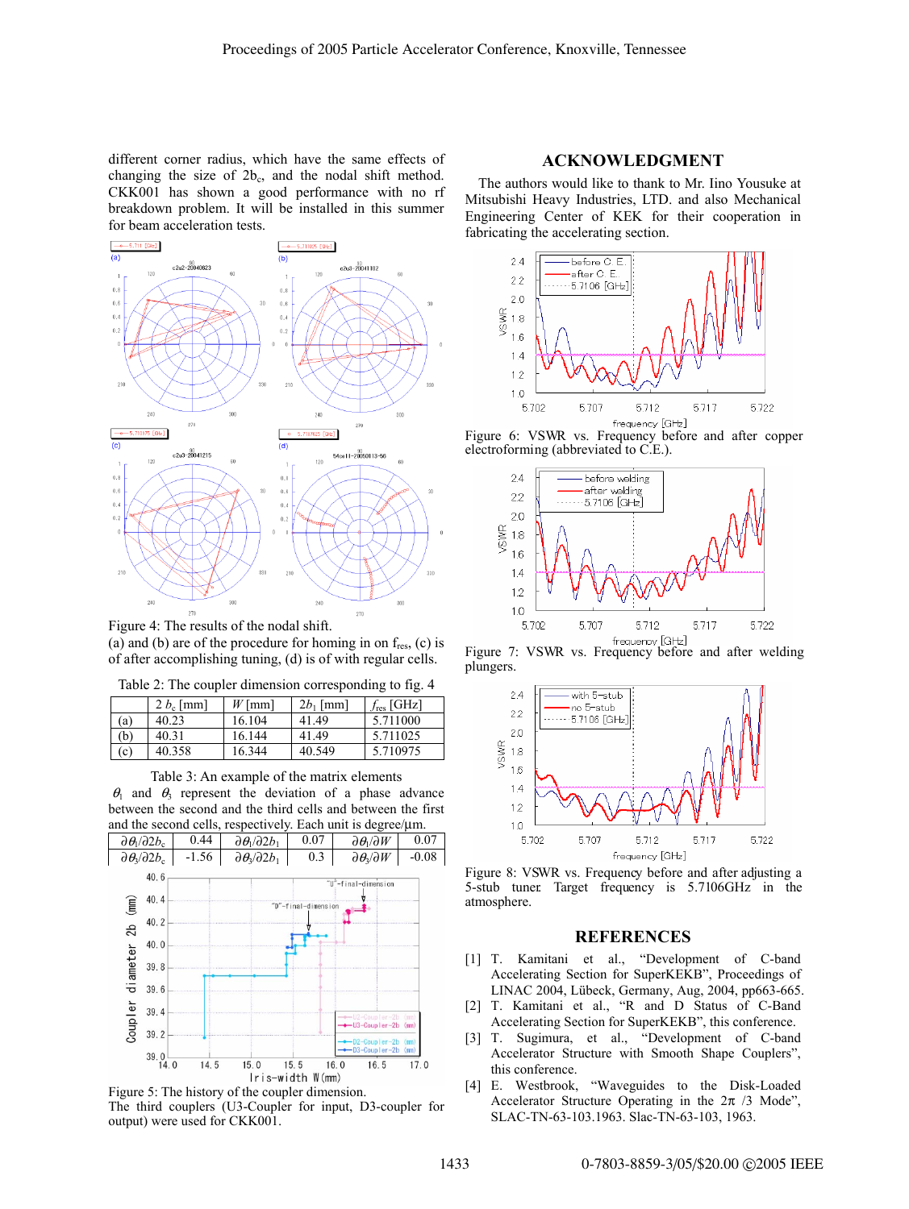different corner radius, which have the same effects of changing the size of $2b_c$, and the nodal shift method. CKK001 has shown a good performance with no rf breakdown problem. It will be installed in this summer for beam acceleration tests.

Figure 4: The results of the nodal shift.
(a) and (b) are of the procedure for homing in on $f_{res}$, (c) is of after accomplishing tuning, (d) is of with regular cells.

Table 2: The coupler dimension corresponding to fig. 4

| | $2b_c$ [mm] | $W$ [mm] | $2b_1$ [mm] | $f_{res}$ [GHz] |
|---|---|---|---|---|
| (a) | 40.23 | 16.104 | 41.49 | 5.711000 |
| (b) | 40.31 | 16.144 | 41.49 | 5.711025 |
| (c) | 40.358 | 16.344 | 40.549 | 5.710975 |

Table 3: An example of the matrix elements
$\theta_1$ and $\theta_3$ represent the deviation of a phase advance between the second and the third cells and between the first and the second cells, respectively. Each unit is degree/μm.

| | | | | | |
|---|---|---|---|---|---|
| $\partial\theta_1/\partial 2b_c$ | 0.44 | $\partial\theta_1/\partial 2b_1$ | 0.07 | $\partial\theta_1/\partial W$ | 0.07 |
| $\partial\theta_3/\partial 2b_c$ | -1.56 | $\partial\theta_3/\partial 2b_1$ | 0.3 | $\partial\theta_3/\partial W$ | -0.08 |

Figure 5: The history of the coupler dimension.
The third couplers (U3-Coupler for input, D3-coupler for output) were used for CKK001.

## ACKNOWLEDGMENT

The authors would like to thank to Mr. Iino Yousuke at Mitsubishi Heavy Industries, LTD. and also Mechanical Engineering Center of KEK for their cooperation in fabricating the accelerating section.

Figure 6: VSWR vs. Frequency before and after copper electroforming (abbreviated to C.E.).

Figure 7: VSWR vs. Frequency before and after welding plungers.

Figure 8: VSWR vs. Frequency before and after adjusting a 5-stub tuner. Target frequency is 5.7106GHz in the atmosphere.

## REFERENCES

[1] T. Kamitani et al., "Development of C-band Accelerating Section for SuperKEKB", Proceedings of LINAC 2004, Lübeck, Germany, Aug, 2004, pp663-665.

[2] T. Kamitani et al., "R and D Status of C-Band Accelerating Section for SuperKEKB", this conference.

[3] T. Sugimura, et al., "Development of C-band Accelerator Structure with Smooth Shape Couplers", this conference.

[4] E. Westbrook, "Waveguides to the Disk-Loaded Accelerator Structure Operating in the 2π /3 Mode", SLAC-TN-63-103.1963. Slac-TN-63-103, 1963.